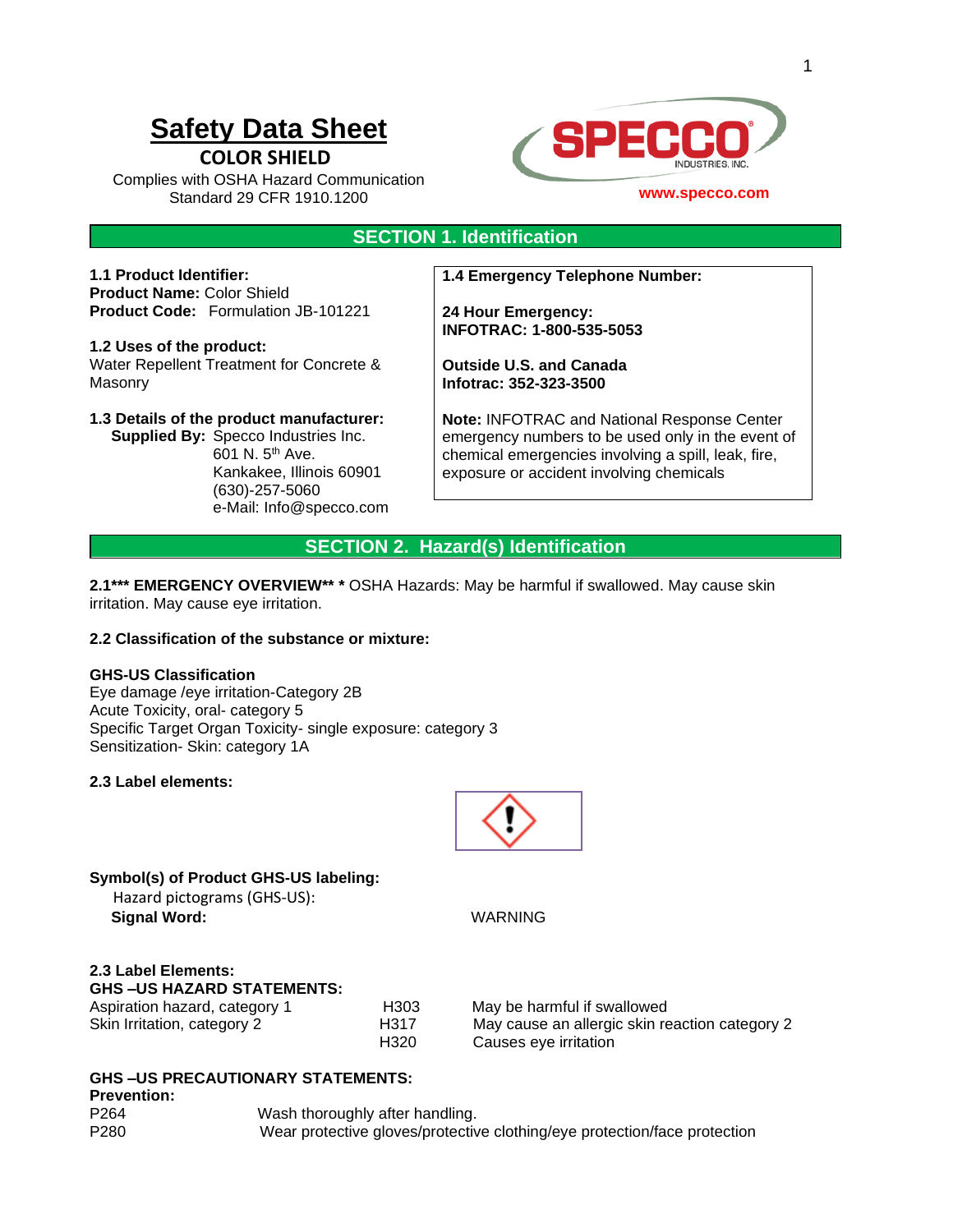# Safety Data Sheet

## COLOR SHIELD

Complies with OSHA Hazard Communication Standard 29 CFR 1910.1200

SPECCO INDUSTRIES, INC.

www.specco.com

## SECTION 1. Identification

**1.1 Product Identifier:**
**Product Name:** Color Shield
**Product Code:** Formulation JB-101221

**1.2 Uses of the product:**
Water Repellent Treatment for Concrete & Masonry

**1.3 Details of the product manufacturer:**
**Supplied By:** Specco Industries Inc.
601 N. 5th Ave.
Kankakee, Illinois 60901
(630)-257-5060
e-Mail: Info@specco.com

**1.4 Emergency Telephone Number:**

**24 Hour Emergency:**
**INFOTRAC: 1-800-535-5053**

**Outside U.S. and Canada**
**Infotrac: 352-323-3500**

**Note:** INFOTRAC and National Response Center emergency numbers to be used only in the event of chemical emergencies involving a spill, leak, fire, exposure or accident involving chemicals

## SECTION 2. Hazard(s) Identification

**2.1*** EMERGENCY OVERVIEW** *** OSHA Hazards: May be harmful if swallowed. May cause skin irritation. May cause eye irritation.

**2.2 Classification of the substance or mixture:**

**GHS-US Classification**
Eye damage /eye irritation-Category 2B
Acute Toxicity, oral- category 5
Specific Target Organ Toxicity- single exposure: category 3
Sensitization- Skin: category 1A

**2.3 Label elements:**

**Symbol(s) of Product GHS-US labeling:**
Hazard pictograms (GHS-US):
**Signal Word:** WARNING

**2.3 Label Elements:**
**GHS –US HAZARD STATEMENTS:**

| | | |
|---|---|---|
| Aspiration hazard, category 1 | H303 | May be harmful if swallowed |
| Skin Irritation, category 2 | H317 | May cause an allergic skin reaction category 2 |
| | H320 | Causes eye irritation |

**GHS –US PRECAUTIONARY STATEMENTS:**
**Prevention:**

| | |
|---|---|
| P264 | Wash thoroughly after handling. |
| P280 | Wear protective gloves/protective clothing/eye protection/face protection |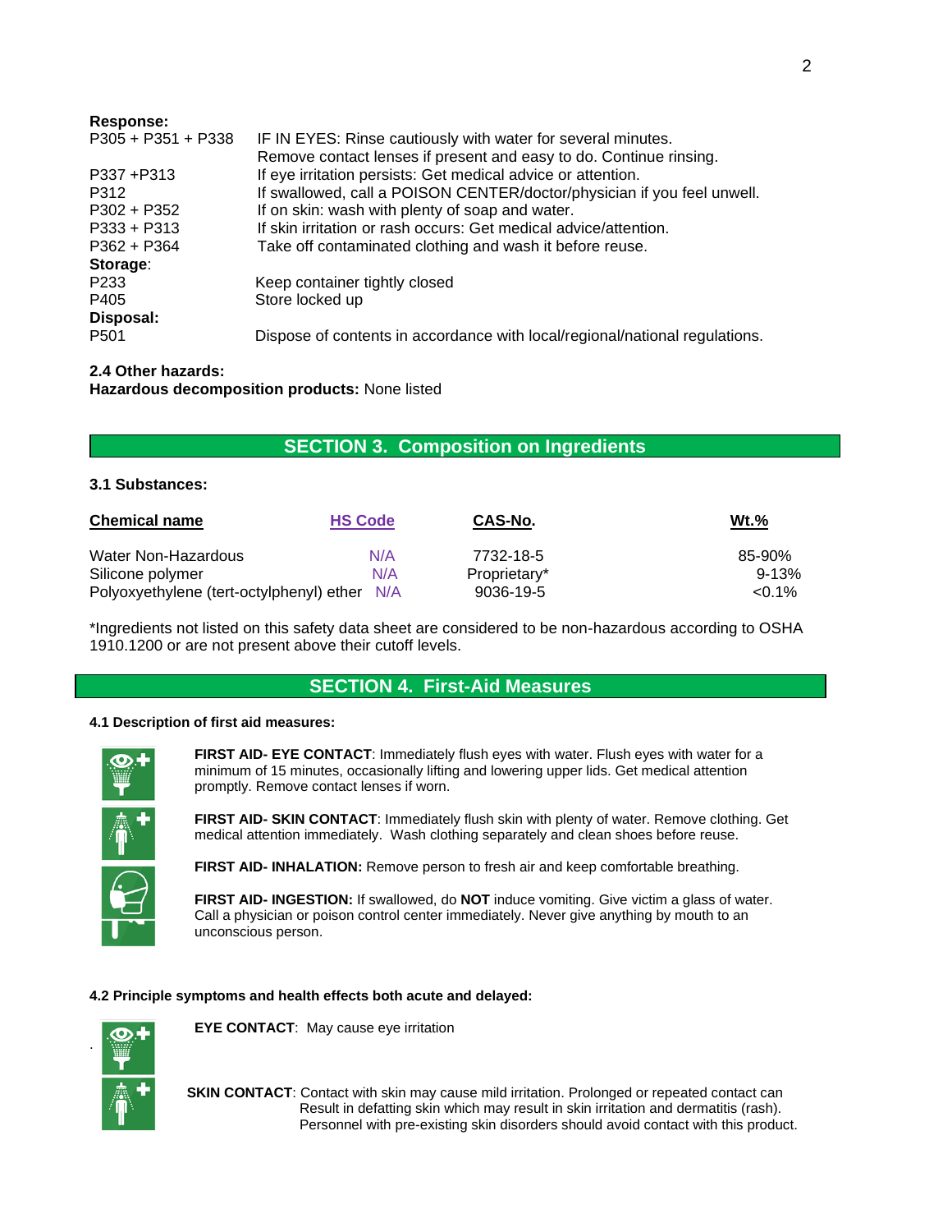**Response:**

| | |
|---|---|
| P305 + P351 + P338 | IF IN EYES: Rinse cautiously with water for several minutes. Remove contact lenses if present and easy to do. Continue rinsing. |
| P337 +P313 | If eye irritation persists: Get medical advice or attention. |
| P312 | If swallowed, call a POISON CENTER/doctor/physician if you feel unwell. |
| P302 + P352 | If on skin: wash with plenty of soap and water. |
| P333 + P313 | If skin irritation or rash occurs: Get medical advice/attention. |
| P362 + P364 | Take off contaminated clothing and wash it before reuse. |

**Storage**:

| | |
|---|---|
| P233 | Keep container tightly closed |
| P405 | Store locked up |

**Disposal:**

| | |
|---|---|
| P501 | Dispose of contents in accordance with local/regional/national regulations. |

**2.4 Other hazards:**

**Hazardous decomposition products:** None listed

## SECTION 3. Composition on Ingredients

**3.1 Substances:**

| Chemical name | HS Code | CAS-No. | Wt.% |
|---|---|---|---|
| Water Non-Hazardous | N/A | 7732-18-5 | 85-90% |
| Silicone polymer | N/A | Proprietary* | 9-13% |
| Polyoxyethylene (tert-octylphenyl) ether | N/A | 9036-19-5 | <0.1% |

*Ingredients not listed on this safety data sheet are considered to be non-hazardous according to OSHA 1910.1200 or are not present above their cutoff levels.

## SECTION 4. First-Aid Measures

**4.1 Description of first aid measures:**

**FIRST AID- EYE CONTACT**: Immediately flush eyes with water. Flush eyes with water for a minimum of 15 minutes, occasionally lifting and lowering upper lids. Get medical attention promptly. Remove contact lenses if worn.

**FIRST AID- SKIN CONTACT**: Immediately flush skin with plenty of water. Remove clothing. Get medical attention immediately. Wash clothing separately and clean shoes before reuse.

**FIRST AID- INHALATION:** Remove person to fresh air and keep comfortable breathing.

**FIRST AID- INGESTION:** If swallowed, do **NOT** induce vomiting. Give victim a glass of water. Call a physician or poison control center immediately. Never give anything by mouth to an unconscious person.

**4.2 Principle symptoms and health effects both acute and delayed:**

**EYE CONTACT**: May cause eye irritation

**SKIN CONTACT**: Contact with skin may cause mild irritation. Prolonged or repeated contact can Result in defatting skin which may result in skin irritation and dermatitis (rash). Personnel with pre-existing skin disorders should avoid contact with this product.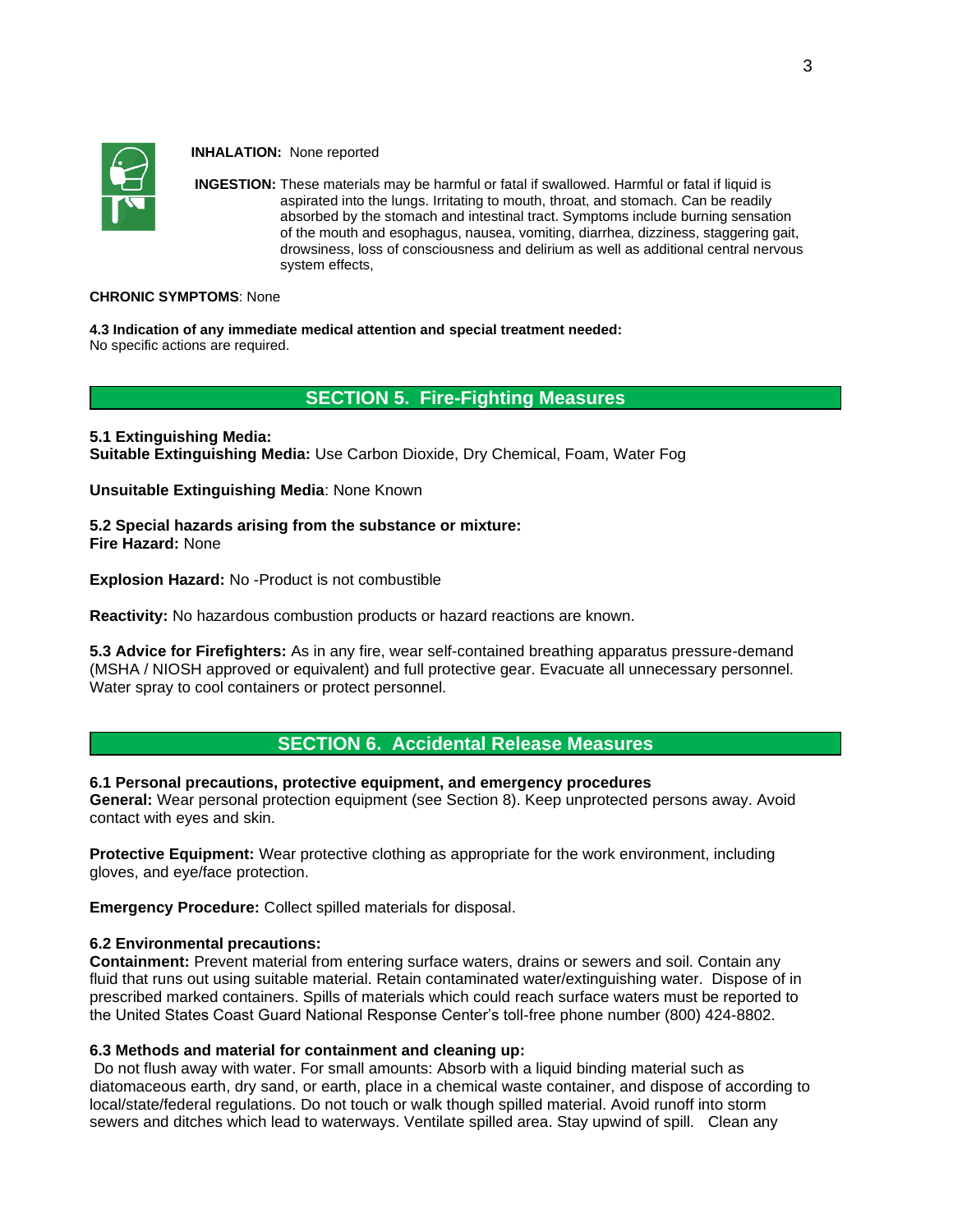**INHALATION:** None reported

**INGESTION:** These materials may be harmful or fatal if swallowed. Harmful or fatal if liquid is aspirated into the lungs. Irritating to mouth, throat, and stomach. Can be readily absorbed by the stomach and intestinal tract. Symptoms include burning sensation of the mouth and esophagus, nausea, vomiting, diarrhea, dizziness, staggering gait, drowsiness, loss of consciousness and delirium as well as additional central nervous system effects,

**CHRONIC SYMPTOMS**: None

**4.3 Indication of any immediate medical attention and special treatment needed:**
No specific actions are required.

## SECTION 5. Fire-Fighting Measures

**5.1 Extinguishing Media:**
**Suitable Extinguishing Media:** Use Carbon Dioxide, Dry Chemical, Foam, Water Fog

**Unsuitable Extinguishing Media**: None Known

**5.2 Special hazards arising from the substance or mixture:**
**Fire Hazard:** None

**Explosion Hazard:** No -Product is not combustible

**Reactivity:** No hazardous combustion products or hazard reactions are known.

**5.3 Advice for Firefighters:** As in any fire, wear self-contained breathing apparatus pressure-demand (MSHA / NIOSH approved or equivalent) and full protective gear. Evacuate all unnecessary personnel. Water spray to cool containers or protect personnel.

## SECTION 6. Accidental Release Measures

**6.1 Personal precautions, protective equipment, and emergency procedures**
**General:** Wear personal protection equipment (see Section 8). Keep unprotected persons away. Avoid contact with eyes and skin.

**Protective Equipment:** Wear protective clothing as appropriate for the work environment, including gloves, and eye/face protection.

**Emergency Procedure:** Collect spilled materials for disposal.

**6.2 Environmental precautions:**
**Containment:** Prevent material from entering surface waters, drains or sewers and soil. Contain any fluid that runs out using suitable material. Retain contaminated water/extinguishing water. Dispose of in prescribed marked containers. Spills of materials which could reach surface waters must be reported to the United States Coast Guard National Response Center's toll-free phone number (800) 424-8802.

**6.3 Methods and material for containment and cleaning up:**
Do not flush away with water. For small amounts: Absorb with a liquid binding material such as diatomaceous earth, dry sand, or earth, place in a chemical waste container, and dispose of according to local/state/federal regulations. Do not touch or walk though spilled material. Avoid runoff into storm sewers and ditches which lead to waterways. Ventilate spilled area. Stay upwind of spill. Clean any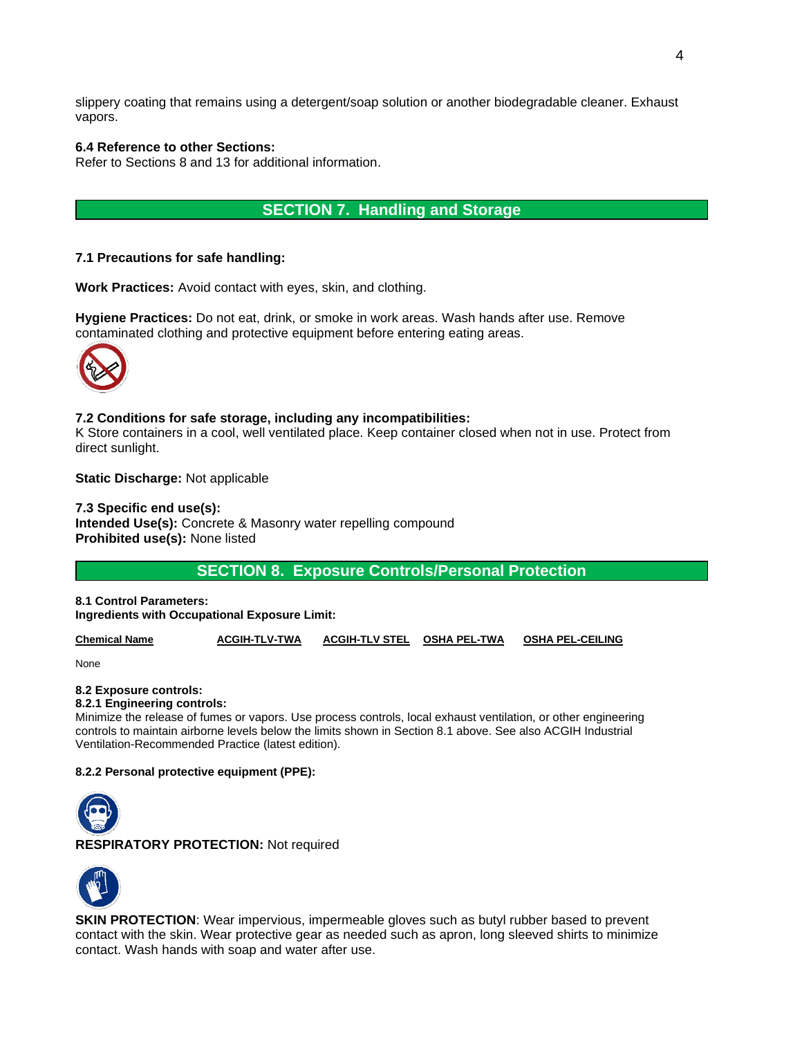slippery coating that remains using a detergent/soap solution or another biodegradable cleaner. Exhaust vapors.

**6.4 Reference to other Sections:**
Refer to Sections 8 and 13 for additional information.

## SECTION 7. Handling and Storage

**7.1 Precautions for safe handling:**

**Work Practices:** Avoid contact with eyes, skin, and clothing.

**Hygiene Practices:** Do not eat, drink, or smoke in work areas. Wash hands after use. Remove contaminated clothing and protective equipment before entering eating areas.

**7.2 Conditions for safe storage, including any incompatibilities:**
K Store containers in a cool, well ventilated place. Keep container closed when not in use. Protect from direct sunlight.

**Static Discharge:** Not applicable

**7.3 Specific end use(s):**
**Intended Use(s):** Concrete & Masonry water repelling compound
**Prohibited use(s):** None listed

## SECTION 8. Exposure Controls/Personal Protection

**8.1 Control Parameters:**
**Ingredients with Occupational Exposure Limit:**

| Chemical Name | ACGIH-TLV-TWA | ACGIH-TLV STEL | OSHA PEL-TWA | OSHA PEL-CEILING |
| --- | --- | --- | --- | --- |
| None | | | | |

**8.2 Exposure controls:**
**8.2.1 Engineering controls:**
Minimize the release of fumes or vapors. Use process controls, local exhaust ventilation, or other engineering controls to maintain airborne levels below the limits shown in Section 8.1 above. See also ACGIH Industrial Ventilation-Recommended Practice (latest edition).

**8.2.2 Personal protective equipment (PPE):**

**RESPIRATORY PROTECTION:** Not required

**SKIN PROTECTION**: Wear impervious, impermeable gloves such as butyl rubber based to prevent contact with the skin. Wear protective gear as needed such as apron, long sleeved shirts to minimize contact. Wash hands with soap and water after use.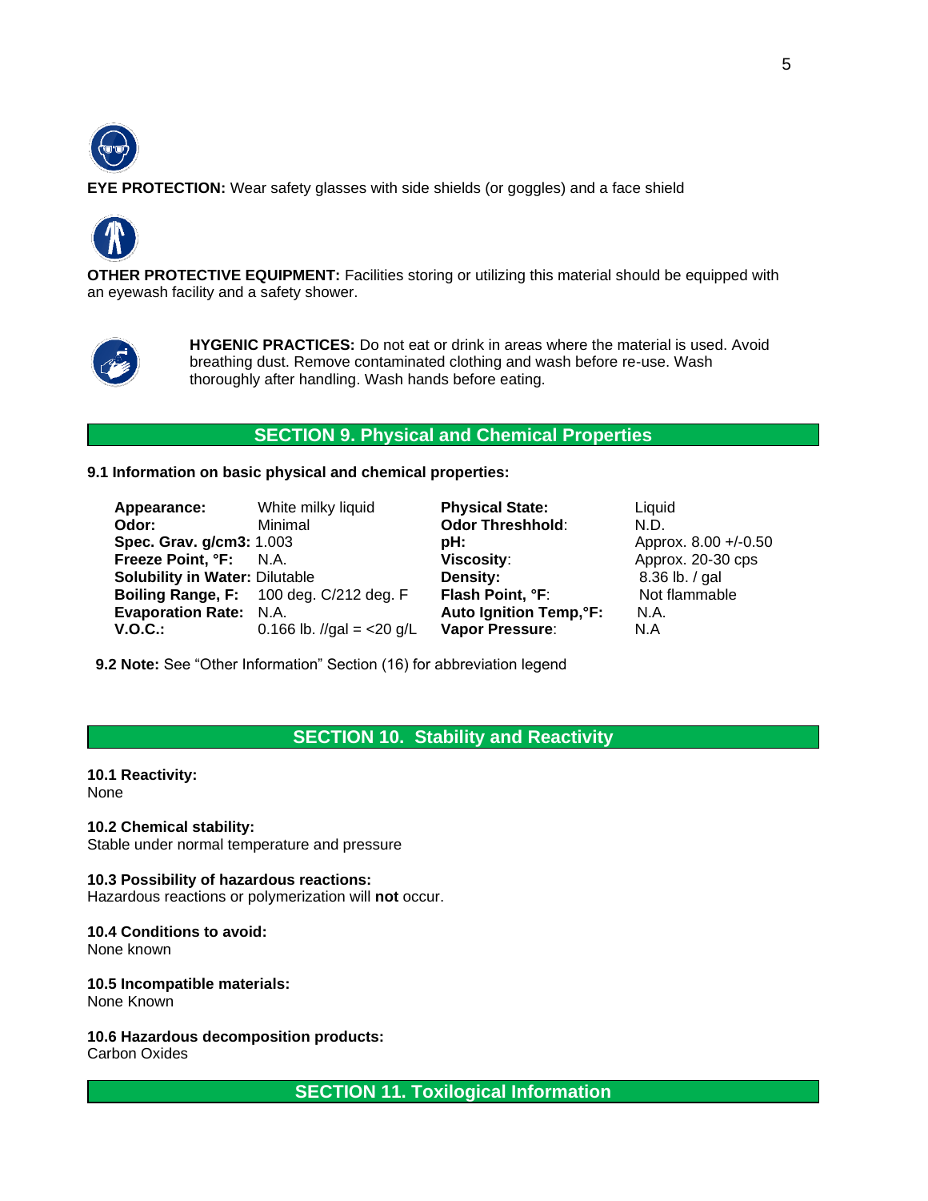**EYE PROTECTION:** Wear safety glasses with side shields (or goggles) and a face shield

**OTHER PROTECTIVE EQUIPMENT:** Facilities storing or utilizing this material should be equipped with an eyewash facility and a safety shower.

**HYGENIC PRACTICES:** Do not eat or drink in areas where the material is used. Avoid breathing dust. Remove contaminated clothing and wash before re-use. Wash thoroughly after handling. Wash hands before eating.

## SECTION 9. Physical and Chemical Properties

**9.1 Information on basic physical and chemical properties:**

| | | | |
|---|---|---|---|
| **Appearance:** | White milky liquid | **Physical State:** | Liquid |
| **Odor:** | Minimal | **Odor Threshhold:** | N.D. |
| **Spec. Grav. g/cm3:** | 1.003 | **pH:** | Approx. 8.00 +/-0.50 |
| **Freeze Point, °F:** | N.A. | **Viscosity:** | Approx. 20-30 cps |
| **Solubility in Water:** | Dilutable | **Density:** | 8.36 lb. / gal |
| **Boiling Range, F:** | 100 deg. C/212 deg. F | **Flash Point, °F:** | Not flammable |
| **Evaporation Rate:** | N.A. | **Auto Ignition Temp,°F:** | N.A. |
| **V.O.C.:** | 0.166 lb. //gal = <20 g/L | **Vapor Pressure:** | N.A |

**9.2 Note:** See "Other Information" Section (16) for abbreviation legend

## SECTION 10. Stability and Reactivity

**10.1 Reactivity:**
None

**10.2 Chemical stability:**
Stable under normal temperature and pressure

**10.3 Possibility of hazardous reactions:**
Hazardous reactions or polymerization will **not** occur.

**10.4 Conditions to avoid:**
None known

**10.5 Incompatible materials:**
None Known

**10.6 Hazardous decomposition products:**
Carbon Oxides

## SECTION 11. Toxilogical Information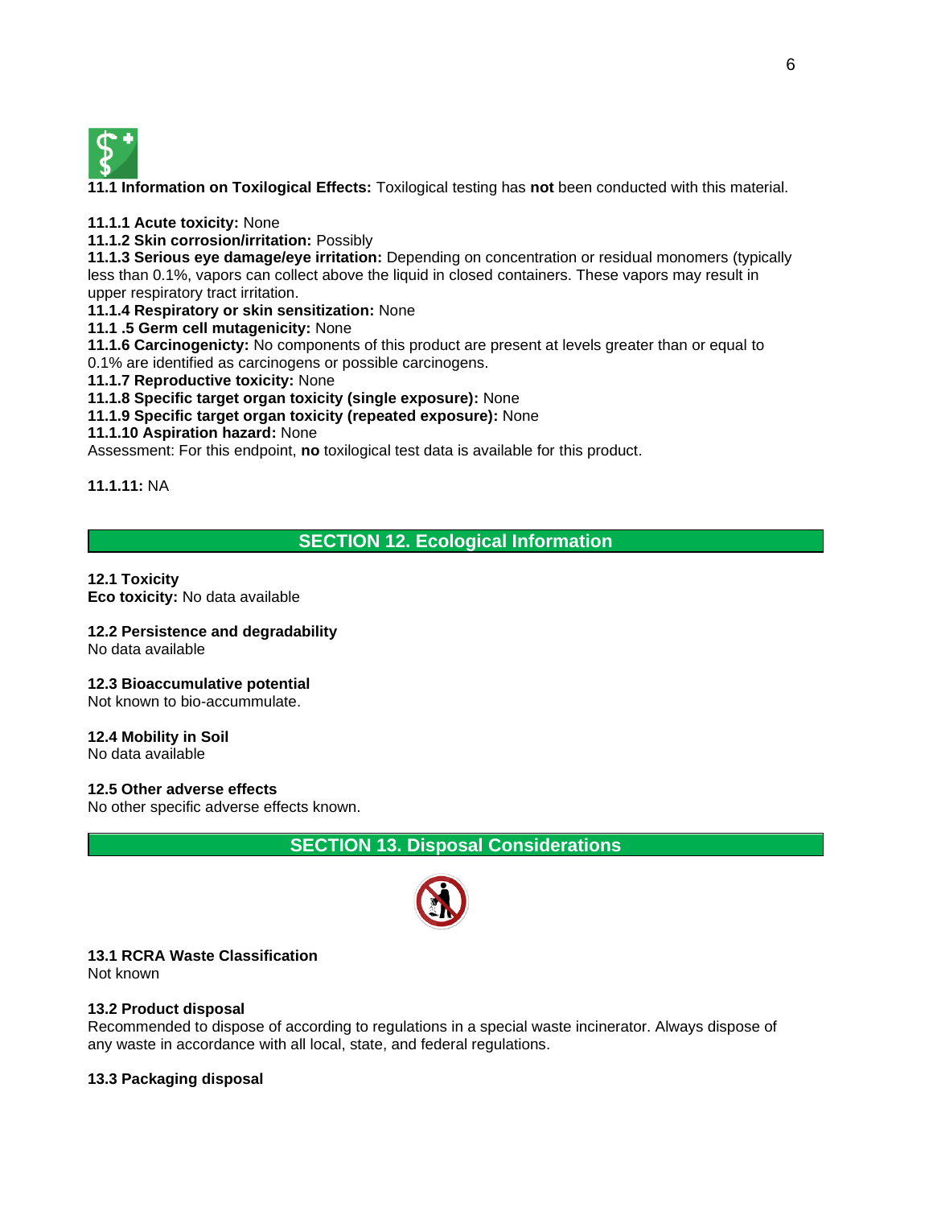**11.1 Information on Toxilogical Effects:** Toxilogical testing has **not** been conducted with this material.

**11.1.1 Acute toxicity:** None
**11.1.2 Skin corrosion/irritation:** Possibly
**11.1.3 Serious eye damage/eye irritation:** Depending on concentration or residual monomers (typically less than 0.1%, vapors can collect above the liquid in closed containers. These vapors may result in upper respiratory tract irritation.
**11.1.4 Respiratory or skin sensitization:** None
**11.1 .5 Germ cell mutagenicity:** None
**11.1.6 Carcinogenicty:** No components of this product are present at levels greater than or equal to 0.1% are identified as carcinogens or possible carcinogens.
**11.1.7 Reproductive toxicity:** None
**11.1.8 Specific target organ toxicity (single exposure):** None
**11.1.9 Specific target organ toxicity (repeated exposure):** None
**11.1.10 Aspiration hazard:** None
Assessment: For this endpoint, **no** toxilogical test data is available for this product.

**11.1.11:** NA

## SECTION 12. Ecological Information

**12.1 Toxicity**
**Eco toxicity:** No data available

**12.2 Persistence and degradability**
No data available

**12.3 Bioaccumulative potential**
Not known to bio-accummulate.

**12.4 Mobility in Soil**
No data available

**12.5 Other adverse effects**
No other specific adverse effects known.

## SECTION 13. Disposal Considerations

**13.1 RCRA Waste Classification**
Not known

**13.2 Product disposal**
Recommended to dispose of according to regulations in a special waste incinerator. Always dispose of any waste in accordance with all local, state, and federal regulations.

**13.3 Packaging disposal**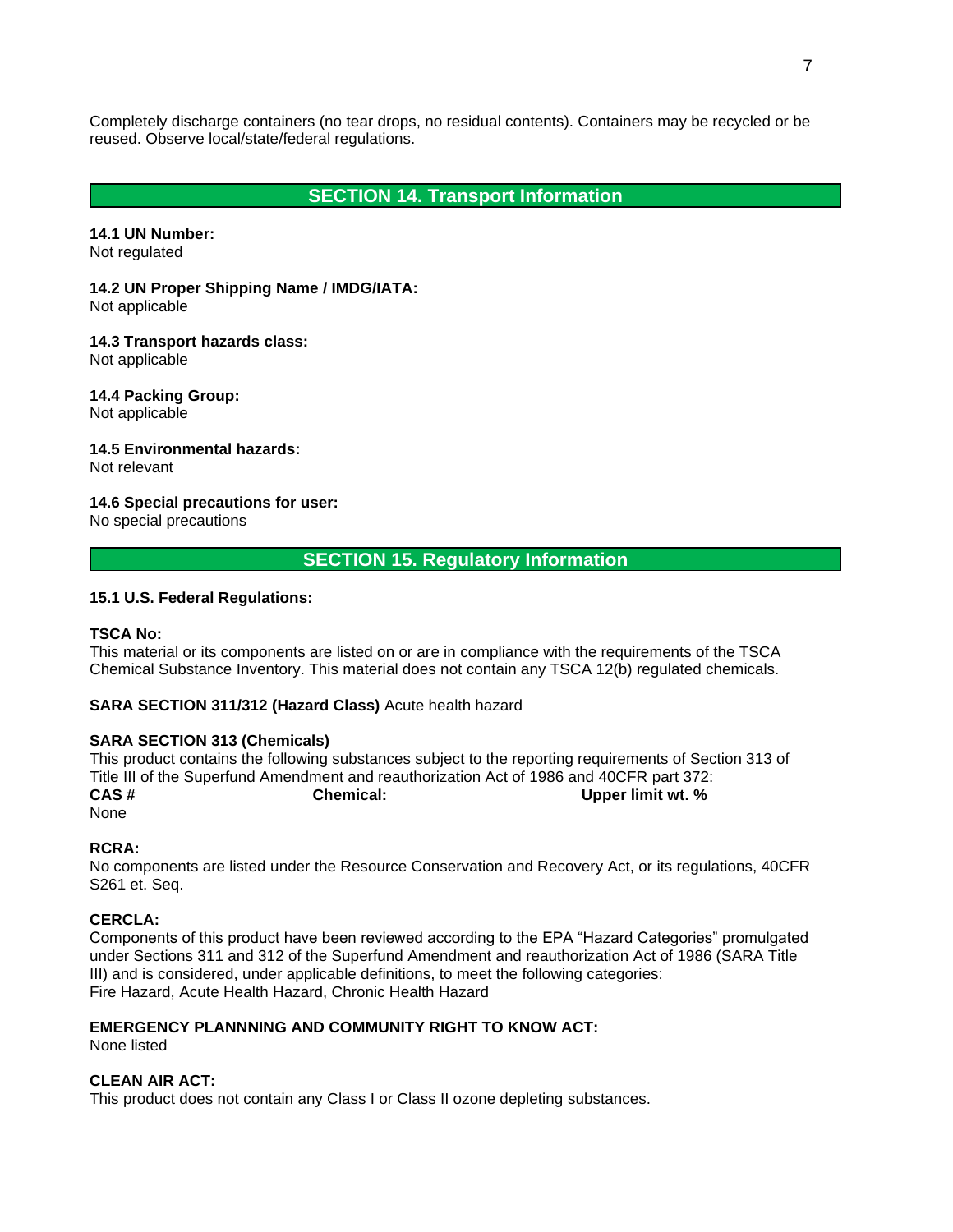Completely discharge containers (no tear drops, no residual contents). Containers may be recycled or be reused. Observe local/state/federal regulations.

## SECTION 14. Transport Information

**14.1 UN Number:**
Not regulated

**14.2 UN Proper Shipping Name / IMDG/IATA:**
Not applicable

**14.3 Transport hazards class:**
Not applicable

**14.4 Packing Group:**
Not applicable

**14.5 Environmental hazards:**
Not relevant

**14.6 Special precautions for user:**
No special precautions

## SECTION 15. Regulatory Information

**15.1 U.S. Federal Regulations:**

**TSCA No:**
This material or its components are listed on or are in compliance with the requirements of the TSCA Chemical Substance Inventory. This material does not contain any TSCA 12(b) regulated chemicals.

**SARA SECTION 311/312 (Hazard Class)** Acute health hazard

**SARA SECTION 313 (Chemicals)**
This product contains the following substances subject to the reporting requirements of Section 313 of Title III of the Superfund Amendment and reauthorization Act of 1986 and 40CFR part 372:

| CAS # | Chemical: | Upper limit wt. % |
|---|---|---|
| None | | |

**RCRA:**
No components are listed under the Resource Conservation and Recovery Act, or its regulations, 40CFR S261 et. Seq.

**CERCLA:**
Components of this product have been reviewed according to the EPA "Hazard Categories" promulgated under Sections 311 and 312 of the Superfund Amendment and reauthorization Act of 1986 (SARA Title III) and is considered, under applicable definitions, to meet the following categories:
Fire Hazard, Acute Health Hazard, Chronic Health Hazard

**EMERGENCY PLANNNING AND COMMUNITY RIGHT TO KNOW ACT:**
None listed

**CLEAN AIR ACT:**
This product does not contain any Class I or Class II ozone depleting substances.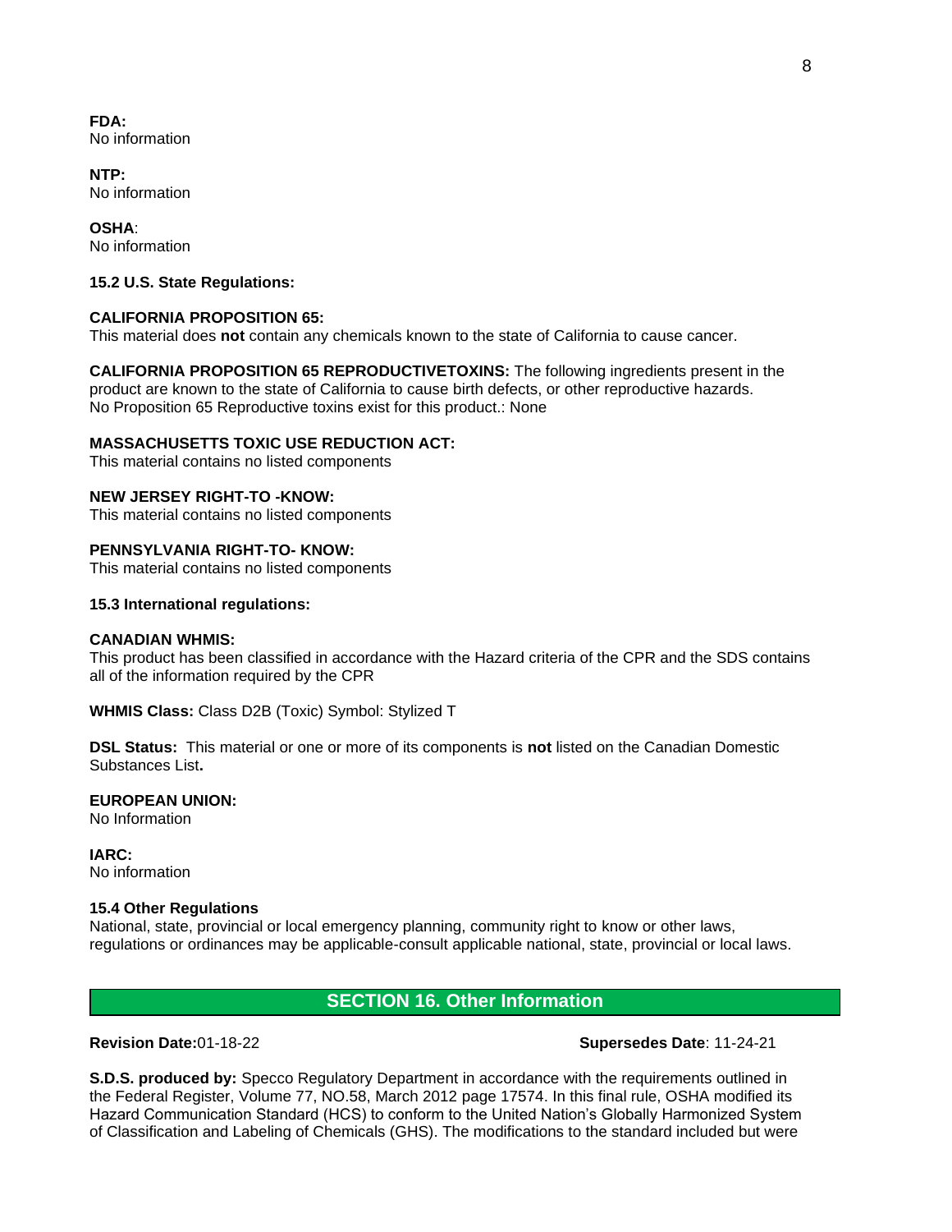**FDA:**
No information

**NTP:**
No information

**OSHA**:
No information

**15.2 U.S. State Regulations:**

**CALIFORNIA PROPOSITION 65:**
This material does **not** contain any chemicals known to the state of California to cause cancer.

**CALIFORNIA PROPOSITION 65 REPRODUCTIVETOXINS:** The following ingredients present in the product are known to the state of California to cause birth defects, or other reproductive hazards.
No Proposition 65 Reproductive toxins exist for this product.: None

**MASSACHUSETTS TOXIC USE REDUCTION ACT:**
This material contains no listed components

**NEW JERSEY RIGHT-TO -KNOW:**
This material contains no listed components

**PENNSYLVANIA RIGHT-TO- KNOW:**
This material contains no listed components

**15.3 International regulations:**

**CANADIAN WHMIS:**
This product has been classified in accordance with the Hazard criteria of the CPR and the SDS contains all of the information required by the CPR

**WHMIS Class:** Class D2B (Toxic) Symbol: Stylized T

**DSL Status:** This material or one or more of its components is **not** listed on the Canadian Domestic Substances List**.**

**EUROPEAN UNION:**
No Information

**IARC:**
No information

**15.4 Other Regulations**
National, state, provincial or local emergency planning, community right to know or other laws, regulations or ordinances may be applicable-consult applicable national, state, provincial or local laws.

## SECTION 16. Other Information

**Revision Date:**01-18-22 **Supersedes Date**: 11-24-21

**S.D.S. produced by:** Specco Regulatory Department in accordance with the requirements outlined in the Federal Register, Volume 77, NO.58, March 2012 page 17574. In this final rule, OSHA modified its Hazard Communication Standard (HCS) to conform to the United Nation's Globally Harmonized System of Classification and Labeling of Chemicals (GHS). The modifications to the standard included but were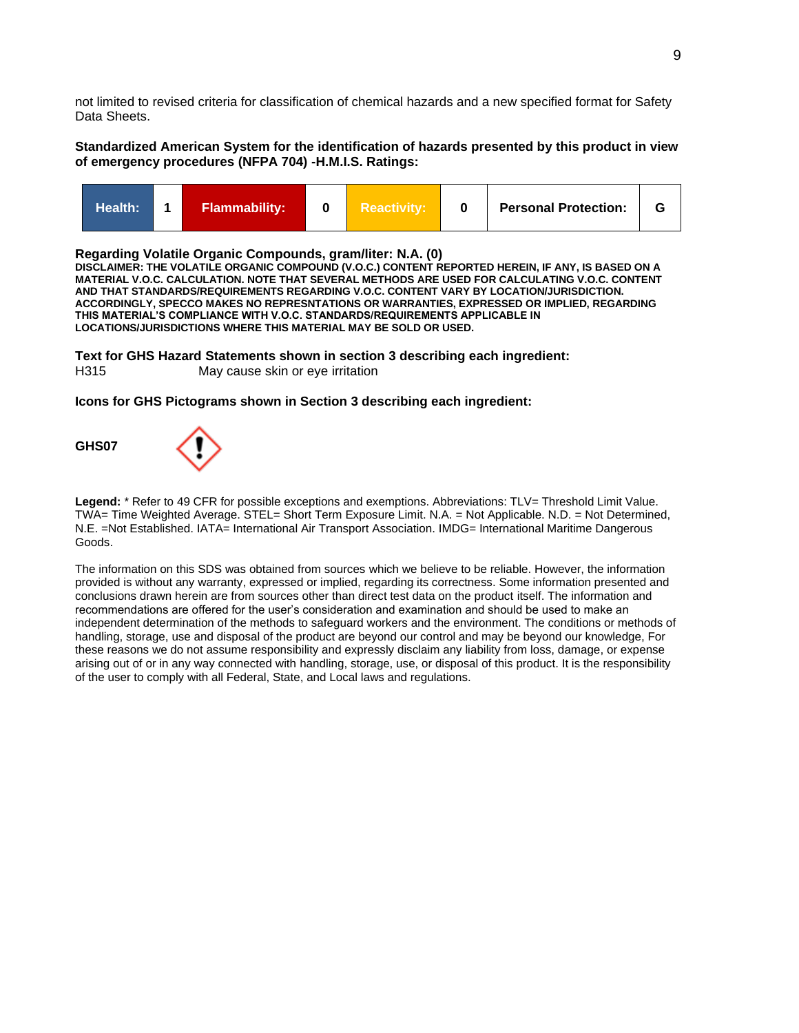not limited to revised criteria for classification of chemical hazards and a new specified format for Safety Data Sheets.

**Standardized American System for the identification of hazards presented by this product in view of emergency procedures (NFPA 704) -H.M.I.S. Ratings:**

| | | | | | | | |
|---|---|---|---|---|---|---|---|
| **Health:** | **1** | **Flammability:** | **0** | **Reactivity:** | **0** | **Personal Protection:** | **G** |

**Regarding Volatile Organic Compounds, gram/liter: N.A. (0)**

**DISCLAIMER: THE VOLATILE ORGANIC COMPOUND (V.O.C.) CONTENT REPORTED HEREIN, IF ANY, IS BASED ON A MATERIAL V.O.C. CALCULATION. NOTE THAT SEVERAL METHODS ARE USED FOR CALCULATING V.O.C. CONTENT AND THAT STANDARDS/REQUIREMENTS REGARDING V.O.C. CONTENT VARY BY LOCATION/JURISDICTION. ACCORDINGLY, SPECCO MAKES NO REPRESNTATIONS OR WARRANTIES, EXPRESSED OR IMPLIED, REGARDING THIS MATERIAL'S COMPLIANCE WITH V.O.C. STANDARDS/REQUIREMENTS APPLICABLE IN LOCATIONS/JURISDICTIONS WHERE THIS MATERIAL MAY BE SOLD OR USED.**

**Text for GHS Hazard Statements shown in section 3 describing each ingredient:**

H315 May cause skin or eye irritation

**Icons for GHS Pictograms shown in Section 3 describing each ingredient:**

**GHS07**

**Legend:** * Refer to 49 CFR for possible exceptions and exemptions. Abbreviations: TLV= Threshold Limit Value. TWA= Time Weighted Average. STEL= Short Term Exposure Limit. N.A. = Not Applicable. N.D. = Not Determined, N.E. =Not Established. IATA= International Air Transport Association. IMDG= International Maritime Dangerous Goods.

The information on this SDS was obtained from sources which we believe to be reliable. However, the information provided is without any warranty, expressed or implied, regarding its correctness. Some information presented and conclusions drawn herein are from sources other than direct test data on the product itself. The information and recommendations are offered for the user's consideration and examination and should be used to make an independent determination of the methods to safeguard workers and the environment. The conditions or methods of handling, storage, use and disposal of the product are beyond our control and may be beyond our knowledge, For these reasons we do not assume responsibility and expressly disclaim any liability from loss, damage, or expense arising out of or in any way connected with handling, storage, use, or disposal of this product. It is the responsibility of the user to comply with all Federal, State, and Local laws and regulations.